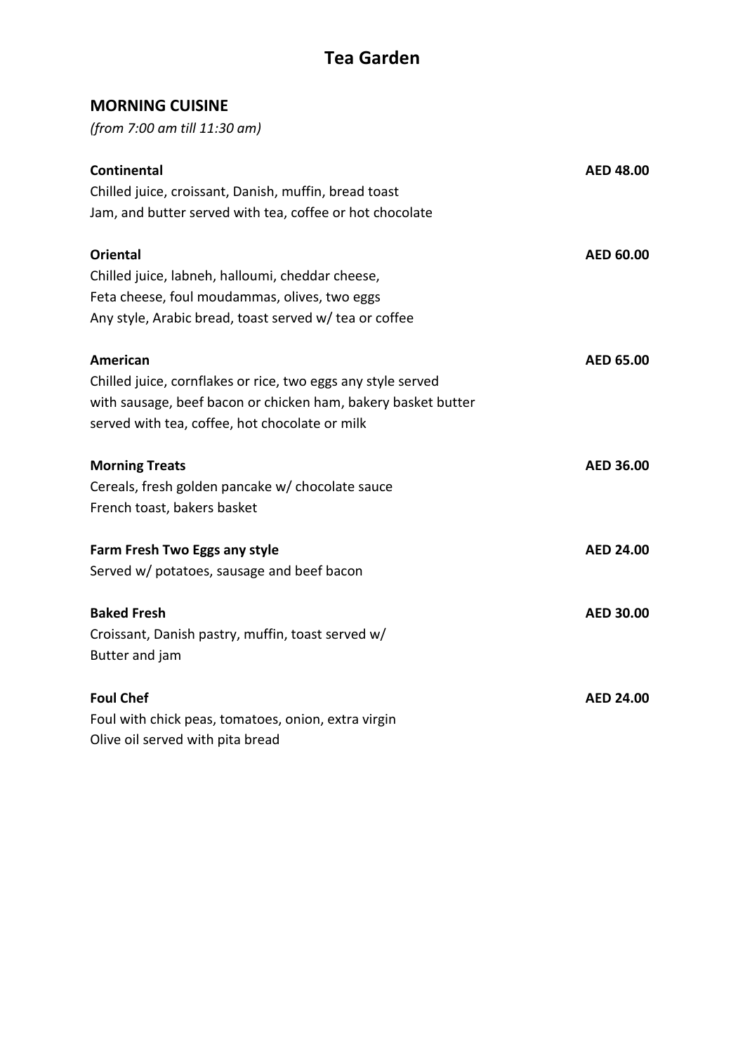# Tea Garden

## MORNING CUISINE

*(from 7:00 am till 11:30 am)*

**Continental** **AED 48.00**
Chilled juice, croissant, Danish, muffin, bread toast
Jam, and butter served with tea, coffee or hot chocolate

**Oriental** **AED 60.00**
Chilled juice, labneh, halloumi, cheddar cheese,
Feta cheese, foul moudammas, olives, two eggs
Any style, Arabic bread, toast served w/ tea or coffee

**American** **AED 65.00**
Chilled juice, cornflakes or rice, two eggs any style served
with sausage, beef bacon or chicken ham, bakery basket butter
served with tea, coffee, hot chocolate or milk

**Morning Treats** **AED 36.00**
Cereals, fresh golden pancake w/ chocolate sauce
French toast, bakers basket

**Farm Fresh Two Eggs any style** **AED 24.00**
Served w/ potatoes, sausage and beef bacon

**Baked Fresh** **AED 30.00**
Croissant, Danish pastry, muffin, toast served w/
Butter and jam

**Foul Chef** **AED 24.00**
Foul with chick peas, tomatoes, onion, extra virgin
Olive oil served with pita bread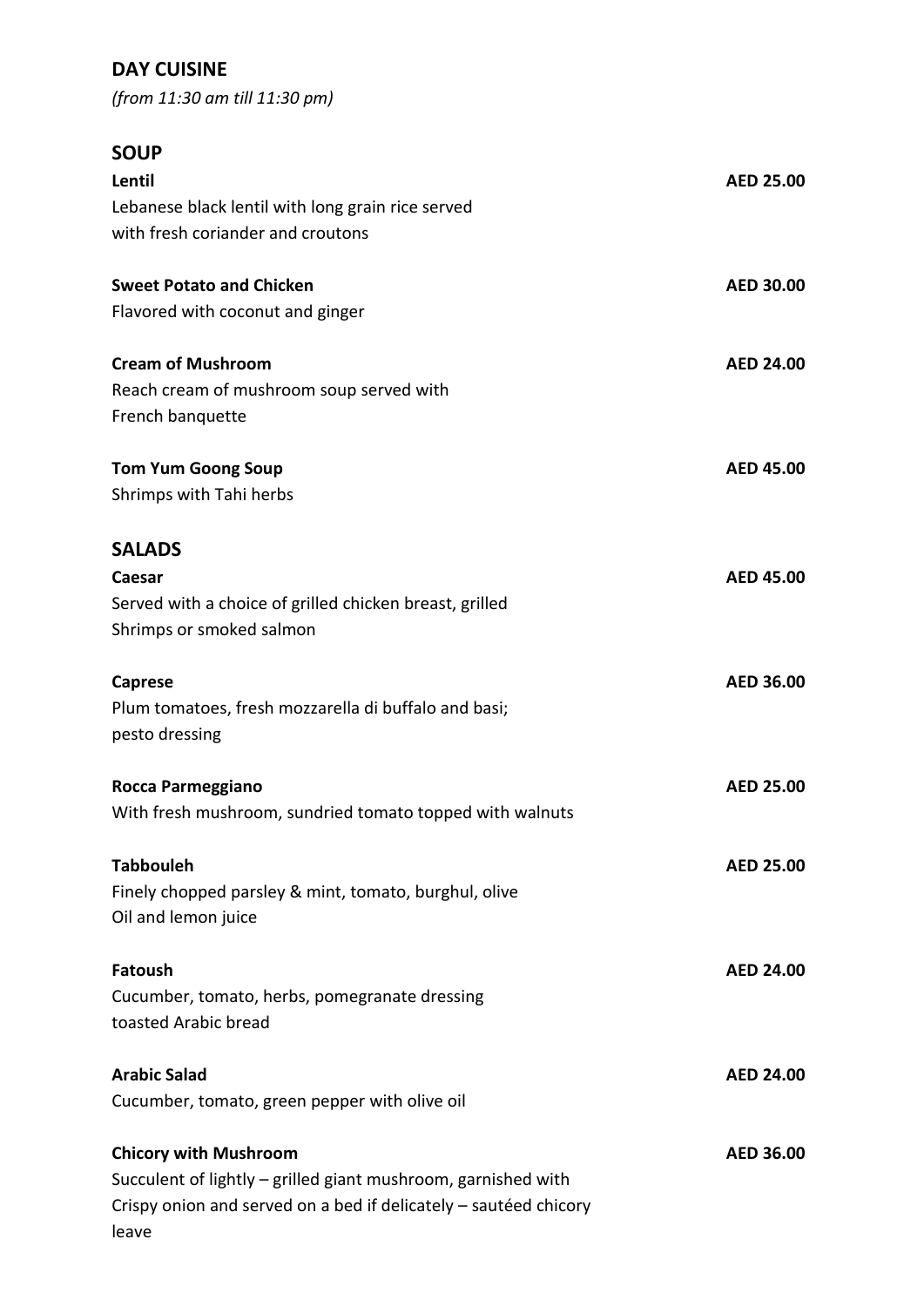## DAY CUISINE

*(from 11:30 am till 11:30 pm)*

### SOUP

**Lentil** — **AED 25.00**
Lebanese black lentil with long grain rice served with fresh coriander and croutons

**Sweet Potato and Chicken** — **AED 30.00**
Flavored with coconut and ginger

**Cream of Mushroom** — **AED 24.00**
Reach cream of mushroom soup served with French banquette

**Tom Yum Goong Soup** — **AED 45.00**
Shrimps with Tahi herbs

### SALADS

**Caesar** — **AED 45.00**
Served with a choice of grilled chicken breast, grilled Shrimps or smoked salmon

**Caprese** — **AED 36.00**
Plum tomatoes, fresh mozzarella di buffalo and basi; pesto dressing

**Rocca Parmeggiano** — **AED 25.00**
With fresh mushroom, sundried tomato topped with walnuts

**Tabbouleh** — **AED 25.00**
Finely chopped parsley & mint, tomato, burghul, olive Oil and lemon juice

**Fatoush** — **AED 24.00**
Cucumber, tomato, herbs, pomegranate dressing toasted Arabic bread

**Arabic Salad** — **AED 24.00**
Cucumber, tomato, green pepper with olive oil

**Chicory with Mushroom** — **AED 36.00**
Succulent of lightly – grilled giant mushroom, garnished with Crispy onion and served on a bed if delicately – sautéed chicory leave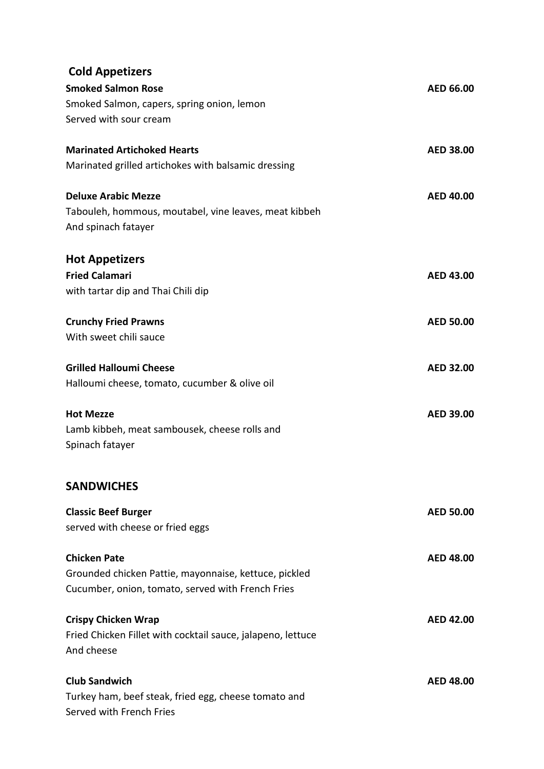## Cold Appetizers

**Smoked Salmon Rose** **AED 66.00**
Smoked Salmon, capers, spring onion, lemon
Served with sour cream

**Marinated Artichoked Hearts** **AED 38.00**
Marinated grilled artichokes with balsamic dressing

**Deluxe Arabic Mezze** **AED 40.00**
Tabouleh, hommous, moutabel, vine leaves, meat kibbeh
And spinach fatayer

## Hot Appetizers

**Fried Calamari** **AED 43.00**
with tartar dip and Thai Chili dip

**Crunchy Fried Prawns** **AED 50.00**
With sweet chili sauce

**Grilled Halloumi Cheese** **AED 32.00**
Halloumi cheese, tomato, cucumber & olive oil

**Hot Mezze** **AED 39.00**
Lamb kibbeh, meat sambousek, cheese rolls and
Spinach fatayer

## SANDWICHES

**Classic Beef Burger** **AED 50.00**
served with cheese or fried eggs

**Chicken Pate** **AED 48.00**
Grounded chicken Pattie, mayonnaise, kettuce, pickled
Cucumber, onion, tomato, served with French Fries

**Crispy Chicken Wrap** **AED 42.00**
Fried Chicken Fillet with cocktail sauce, jalapeno, lettuce
And cheese

**Club Sandwich** **AED 48.00**
Turkey ham, beef steak, fried egg, cheese tomato and
Served with French Fries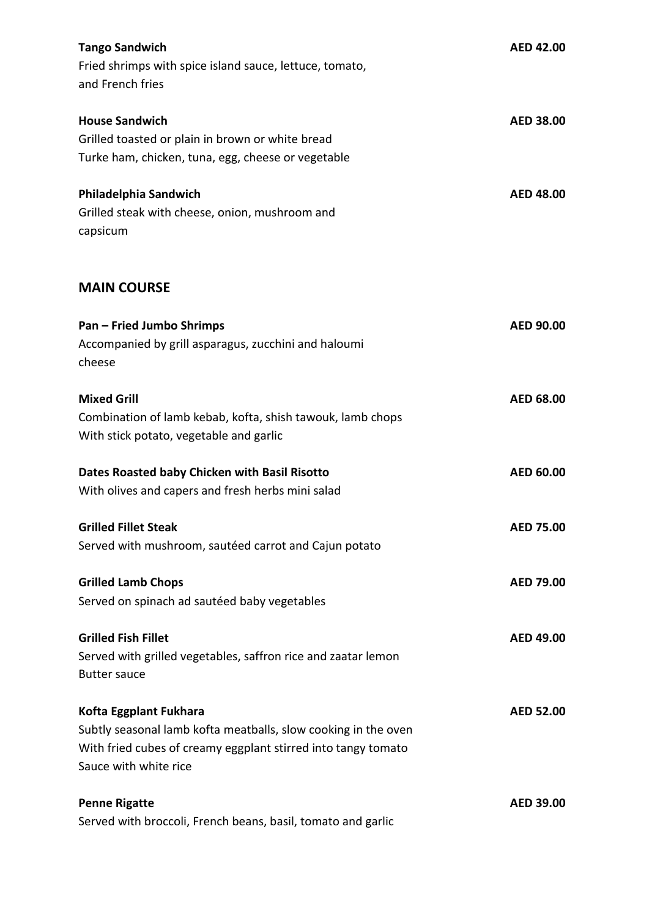**Tango Sandwich** AED 42.00
Fried shrimps with spice island sauce, lettuce, tomato, and French fries

**House Sandwich** AED 38.00
Grilled toasted or plain in brown or white bread
Turke ham, chicken, tuna, egg, cheese or vegetable

**Philadelphia Sandwich** AED 48.00
Grilled steak with cheese, onion, mushroom and capsicum

## MAIN COURSE

**Pan – Fried Jumbo Shrimps** AED 90.00
Accompanied by grill asparagus, zucchini and haloumi cheese

**Mixed Grill** AED 68.00
Combination of lamb kebab, kofta, shish tawouk, lamb chops
With stick potato, vegetable and garlic

**Dates Roasted baby Chicken with Basil Risotto** AED 60.00
With olives and capers and fresh herbs mini salad

**Grilled Fillet Steak** AED 75.00
Served with mushroom, sautéed carrot and Cajun potato

**Grilled Lamb Chops** AED 79.00
Served on spinach ad sautéed baby vegetables

**Grilled Fish Fillet** AED 49.00
Served with grilled vegetables, saffron rice and zaatar lemon Butter sauce

**Kofta Eggplant Fukhara** AED 52.00
Subtly seasonal lamb kofta meatballs, slow cooking in the oven
With fried cubes of creamy eggplant stirred into tangy tomato Sauce with white rice

**Penne Rigatte** AED 39.00
Served with broccoli, French beans, basil, tomato and garlic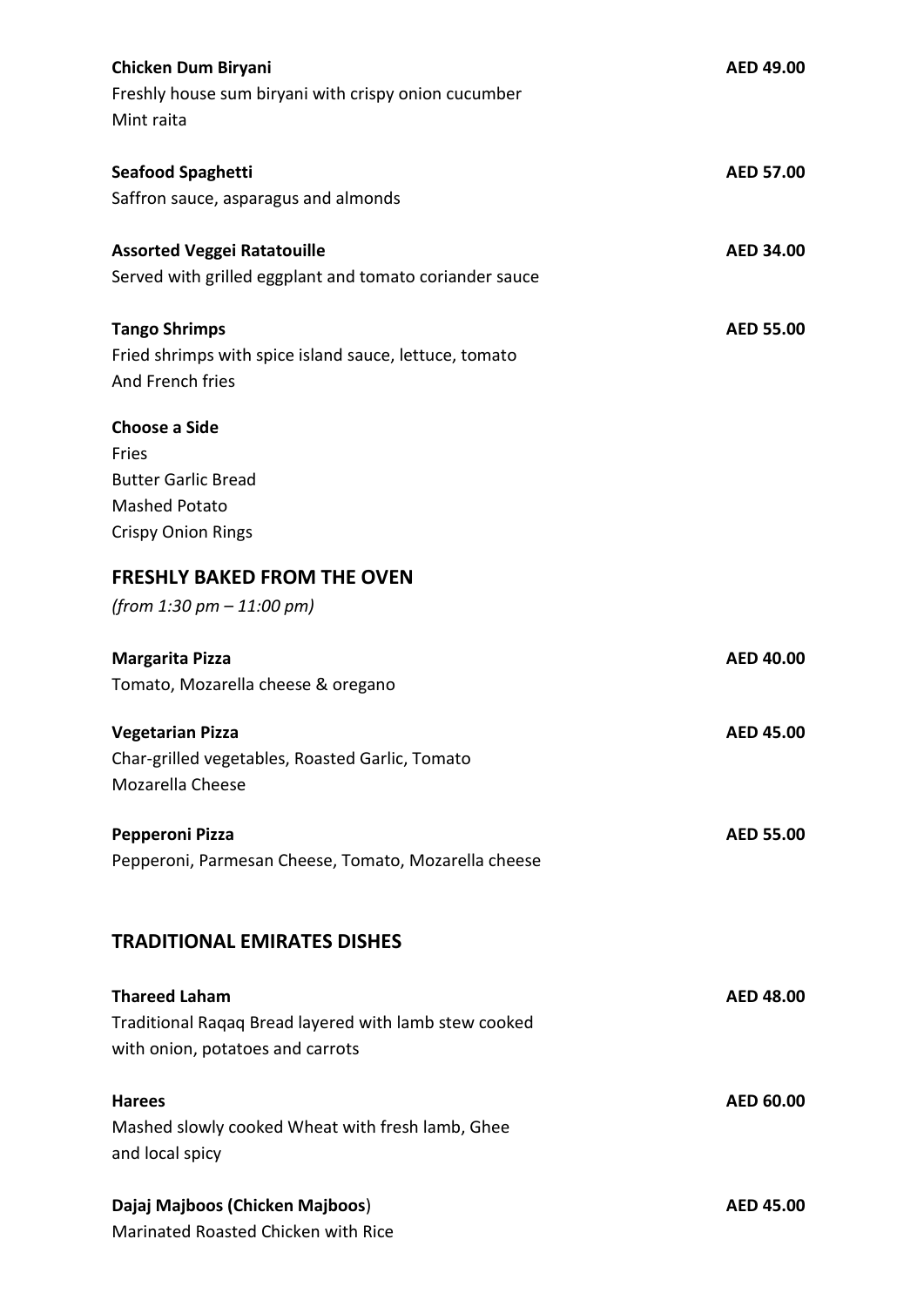**Chicken Dum Biryani** AED 49.00
Freshly house sum biryani with crispy onion cucumber
Mint raita

**Seafood Spaghetti** AED 57.00
Saffron sauce, asparagus and almonds

**Assorted Veggei Ratatouille** AED 34.00
Served with grilled eggplant and tomato coriander sauce

**Tango Shrimps** AED 55.00
Fried shrimps with spice island sauce, lettuce, tomato
And French fries

**Choose a Side**
Fries
Butter Garlic Bread
Mashed Potato
Crispy Onion Rings

## FRESHLY BAKED FROM THE OVEN

*(from 1:30 pm – 11:00 pm)*

**Margarita Pizza** AED 40.00
Tomato, Mozarella cheese & oregano

**Vegetarian Pizza** AED 45.00
Char-grilled vegetables, Roasted Garlic, Tomato
Mozarella Cheese

**Pepperoni Pizza** AED 55.00
Pepperoni, Parmesan Cheese, Tomato, Mozarella cheese

## TRADITIONAL EMIRATES DISHES

**Thareed Laham** AED 48.00
Traditional Raqaq Bread layered with lamb stew cooked
with onion, potatoes and carrots

**Harees** AED 60.00
Mashed slowly cooked Wheat with fresh lamb, Ghee
and local spicy

**Dajaj Majboos (Chicken Majboos)** AED 45.00
Marinated Roasted Chicken with Rice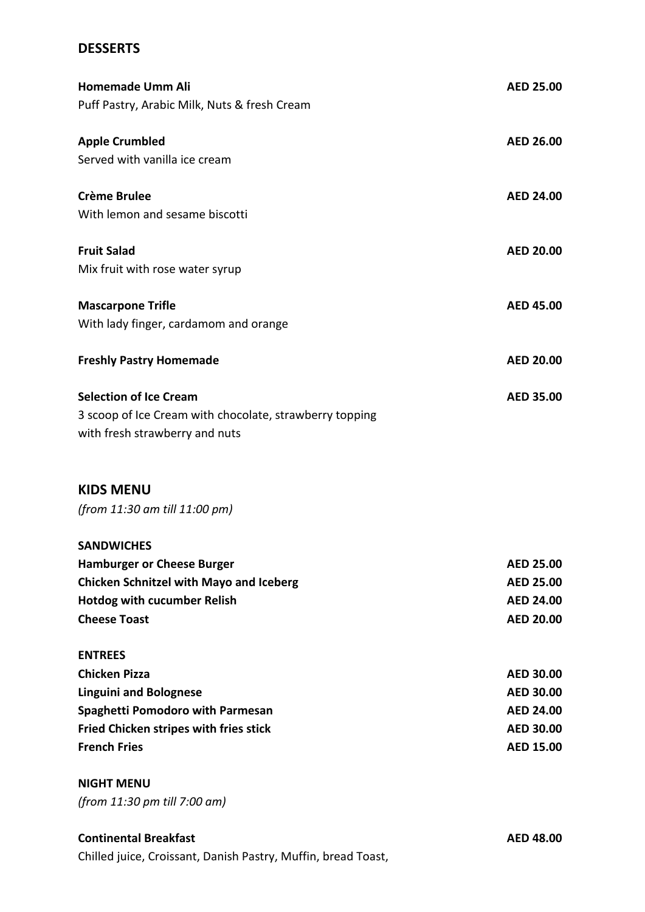## DESSERTS

**Homemade Umm Ali** **AED 25.00**
Puff Pastry, Arabic Milk, Nuts & fresh Cream

**Apple Crumbled** **AED 26.00**
Served with vanilla ice cream

**Crème Brulee** **AED 24.00**
With lemon and sesame biscotti

**Fruit Salad** **AED 20.00**
Mix fruit with rose water syrup

**Mascarpone Trifle** **AED 45.00**
With lady finger, cardamom and orange

**Freshly Pastry Homemade** **AED 20.00**

**Selection of Ice Cream** **AED 35.00**
3 scoop of Ice Cream with chocolate, strawberry topping
with fresh strawberry and nuts

## KIDS MENU

*(from 11:30 am till 11:00 pm)*

**SANDWICHES**

**Hamburger or Cheese Burger** **AED 25.00**
**Chicken Schnitzel with Mayo and Iceberg** **AED 25.00**
**Hotdog with cucumber Relish** **AED 24.00**
**Cheese Toast** **AED 20.00**

**ENTREES**

**Chicken Pizza** **AED 30.00**
**Linguini and Bolognese** **AED 30.00**
**Spaghetti Pomodoro with Parmesan** **AED 24.00**
**Fried Chicken stripes with fries stick** **AED 30.00**
**French Fries** **AED 15.00**

**NIGHT MENU**

*(from 11:30 pm till 7:00 am)*

**Continental Breakfast** **AED 48.00**
Chilled juice, Croissant, Danish Pastry, Muffin, bread Toast,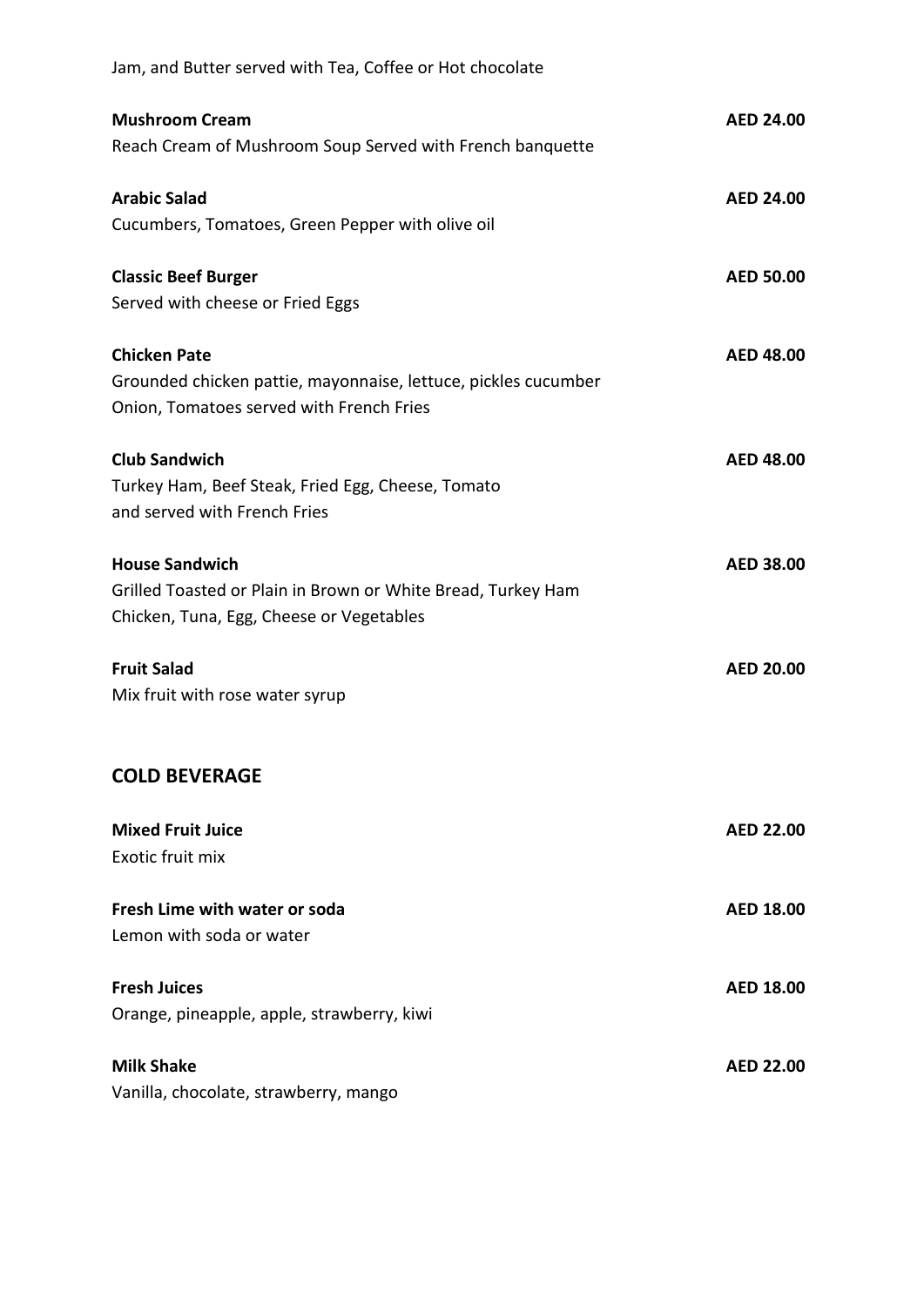Jam, and Butter served with Tea, Coffee or Hot chocolate

**Mushroom Cream** **AED 24.00**
Reach Cream of Mushroom Soup Served with French banquette

**Arabic Salad** **AED 24.00**
Cucumbers, Tomatoes, Green Pepper with olive oil

**Classic Beef Burger** **AED 50.00**
Served with cheese or Fried Eggs

**Chicken Pate** **AED 48.00**
Grounded chicken pattie, mayonnaise, lettuce, pickles cucumber
Onion, Tomatoes served with French Fries

**Club Sandwich** **AED 48.00**
Turkey Ham, Beef Steak, Fried Egg, Cheese, Tomato
and served with French Fries

**House Sandwich** **AED 38.00**
Grilled Toasted or Plain in Brown or White Bread, Turkey Ham
Chicken, Tuna, Egg, Cheese or Vegetables

**Fruit Salad** **AED 20.00**
Mix fruit with rose water syrup

## COLD BEVERAGE

**Mixed Fruit Juice** **AED 22.00**
Exotic fruit mix

**Fresh Lime with water or soda** **AED 18.00**
Lemon with soda or water

**Fresh Juices** **AED 18.00**
Orange, pineapple, apple, strawberry, kiwi

**Milk Shake** **AED 22.00**
Vanilla, chocolate, strawberry, mango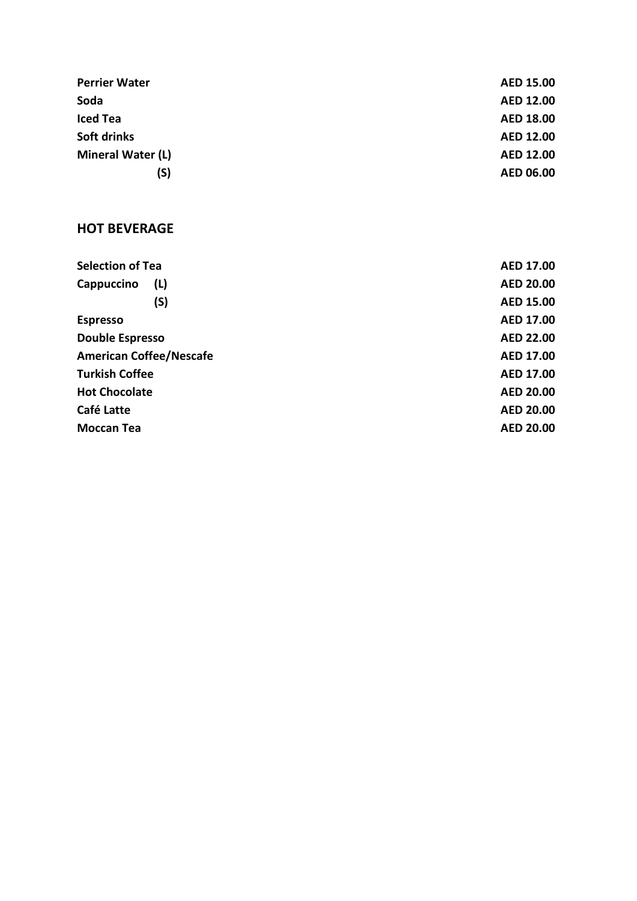| | |
|---|---|
| **Perrier Water** | **AED 15.00** |
| **Soda** | **AED 12.00** |
| **Iced Tea** | **AED 18.00** |
| **Soft drinks** | **AED 12.00** |
| **Mineral Water (L)** | **AED 12.00** |
| **(S)** | **AED 06.00** |

## HOT BEVERAGE

| | |
|---|---|
| **Selection of Tea** | **AED 17.00** |
| **Cappuccino (L)** | **AED 20.00** |
| **(S)** | **AED 15.00** |
| **Espresso** | **AED 17.00** |
| **Double Espresso** | **AED 22.00** |
| **American Coffee/Nescafe** | **AED 17.00** |
| **Turkish Coffee** | **AED 17.00** |
| **Hot Chocolate** | **AED 20.00** |
| **Café Latte** | **AED 20.00** |
| **Moccan Tea** | **AED 20.00** |